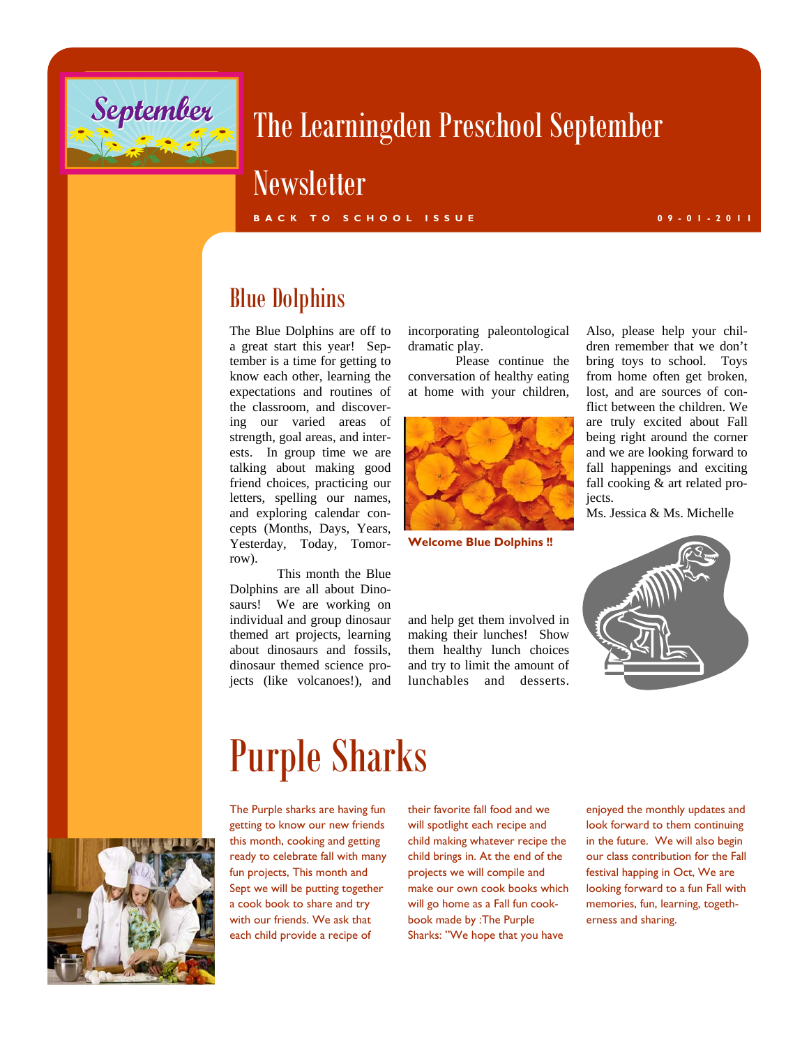# The Learningden Preschool September Newsletter

**BACK TO SCHOOL ISSUE** **09-01-2011**

## Blue Dolphins

The Blue Dolphins are off to a great start this year! September is a time for getting to know each other, learning the expectations and routines of the classroom, and discovering our varied areas of strength, goal areas, and interests. In group time we are talking about making good friend choices, practicing our letters, spelling our names, and exploring calendar concepts (Months, Days, Years, Yesterday, Today, Tomorrow).

This month the Blue Dolphins are all about Dinosaurs! We are working on individual and group dinosaur themed art projects, learning about dinosaurs and fossils, dinosaur themed science projects (like volcanoes!), and incorporating paleontological dramatic play.

Please continue the conversation of healthy eating at home with your children, and help get them involved in making their lunches! Show them healthy lunch choices and try to limit the amount of lunchables and desserts. Also, please help your children remember that we don't bring toys to school. Toys from home often get broken, lost, and are sources of conflict between the children. We are truly excited about Fall being right around the corner and we are looking forward to fall happenings and exciting fall cooking & art related projects.

Ms. Jessica & Ms. Michelle

**Welcome Blue Dolphins !!**

# Purple Sharks

The Purple sharks are having fun getting to know our new friends this month, cooking and getting ready to celebrate fall with many fun projects, This month and Sept we will be putting together a cook book to share and try with our friends. We ask that each child provide a recipe of their favorite fall food and we will spotlight each recipe and child making whatever recipe the child brings in. At the end of the projects we will compile and make our own cook books which will go home as a Fall fun cookbook made by :The Purple Sharks: "We hope that you have enjoyed the monthly updates and look forward to them continuing in the future. We will also begin our class contribution for the Fall festival happing in Oct, We are looking forward to a fun Fall with memories, fun, learning, togetherness and sharing.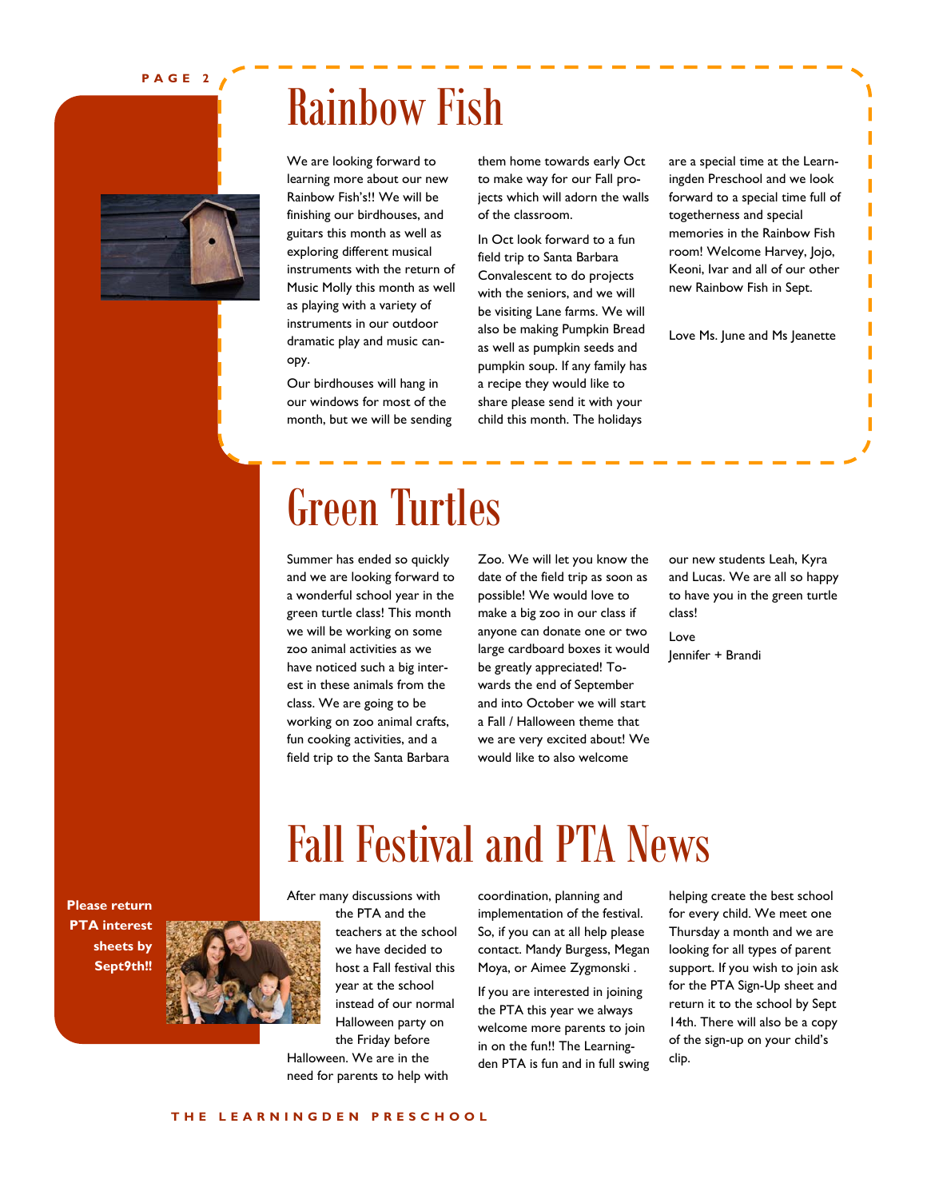# Rainbow Fish

We are looking forward to learning more about our new Rainbow Fish's!! We will be finishing our birdhouses, and guitars this month as well as exploring different musical instruments with the return of Music Molly this month as well as playing with a variety of instruments in our outdoor dramatic play and music canopy.

Our birdhouses will hang in our windows for most of the month, but we will be sending them home towards early Oct to make way for our Fall projects which will adorn the walls of the classroom.

In Oct look forward to a fun field trip to Santa Barbara Convalescent to do projects with the seniors, and we will be visiting Lane farms. We will also be making Pumpkin Bread as well as pumpkin seeds and pumpkin soup. If any family has a recipe they would like to share please send it with your child this month. The holidays are a special time at the Learningden Preschool and we look forward to a special time full of togetherness and special memories in the Rainbow Fish room! Welcome Harvey, Jojo, Keoni, Ivar and all of our other new Rainbow Fish in Sept.

Love Ms. June and Ms Jeanette

# Green Turtles

Summer has ended so quickly and we are looking forward to a wonderful school year in the green turtle class! This month we will be working on some zoo animal activities as we have noticed such a big interest in these animals from the class. We are going to be working on zoo animal crafts, fun cooking activities, and a field trip to the Santa Barbara Zoo. We will let you know the date of the field trip as soon as possible! We would love to make a big zoo in our class if anyone can donate one or two large cardboard boxes it would be greatly appreciated! Towards the end of September and into October we will start a Fall / Halloween theme that we are very excited about! We would like to also welcome our new students Leah, Kyra and Lucas. We are all so happy to have you in the green turtle class!

Love
Jennifer + Brandi

# Fall Festival and PTA News

**Please return PTA interest sheets by Sept9th!!**

After many discussions with the PTA and the teachers at the school we have decided to host a Fall festival this year at the school instead of our normal Halloween party on the Friday before Halloween. We are in the need for parents to help with coordination, planning and implementation of the festival. So, if you can at all help please contact. Mandy Burgess, Megan Moya, or Aimee Zygmonski .

If you are interested in joining the PTA this year we always welcome more parents to join in on the fun!! The Learningden PTA is fun and in full swing helping create the best school for every child. We meet one Thursday a month and we are looking for all types of parent support. If you wish to join ask for the PTA Sign-Up sheet and return it to the school by Sept 14th. There will also be a copy of the sign-up on your child's clip.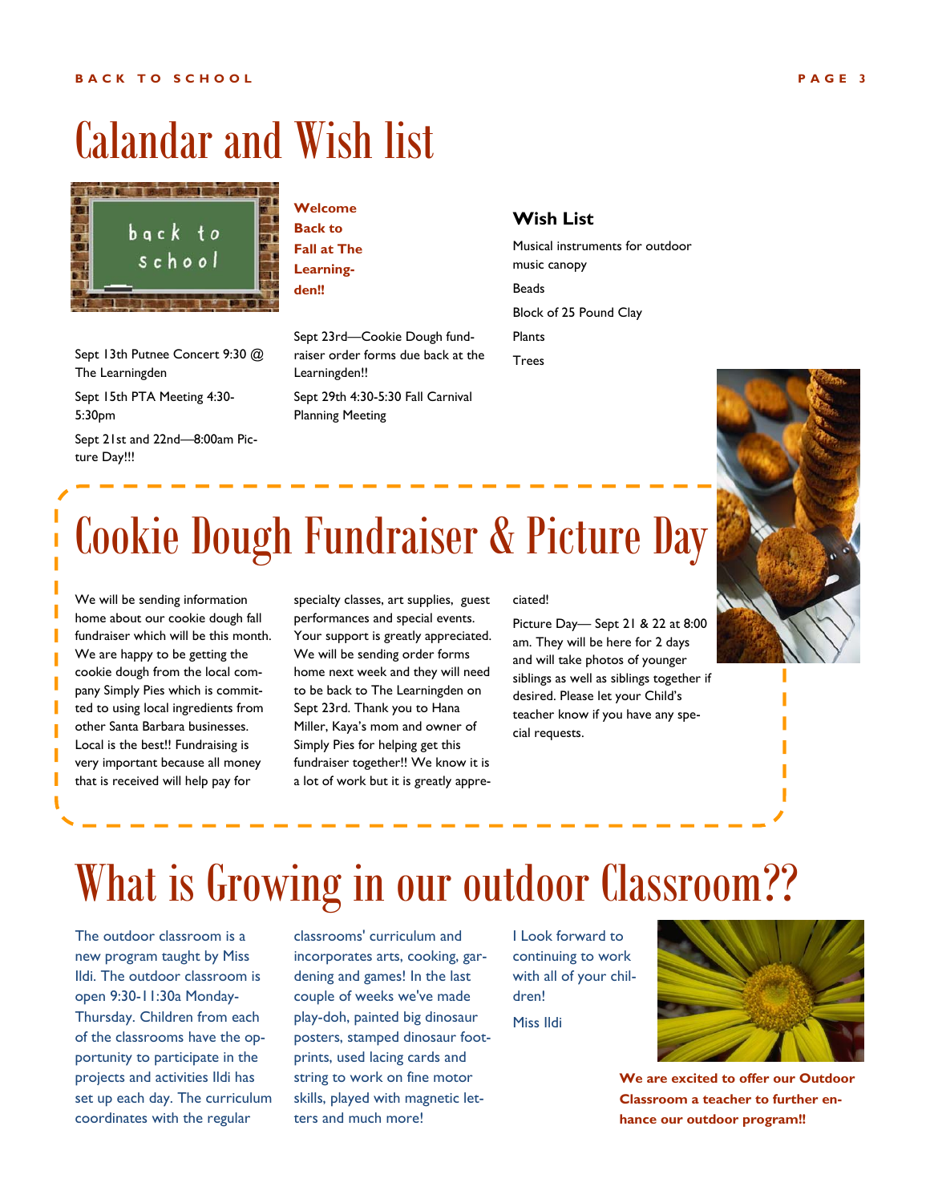# Calandar and Wish list

**Welcome Back to Fall at The Learningden!!**

Sept 13th Putnee Concert 9:30 @ The Learningden

Sept 15th PTA Meeting 4:30-5:30pm

Sept 21st and 22nd—8:00am Picture Day!!!

Sept 23rd—Cookie Dough fundraiser order forms due back at the Learningden!!

Sept 29th 4:30-5:30 Fall Carnival Planning Meeting

### Wish List

Musical instruments for outdoor music canopy

Beads

Block of 25 Pound Clay

Plants

Trees

# Cookie Dough Fundraiser & Picture Day

We will be sending information home about our cookie dough fall fundraiser which will be this month. We are happy to be getting the cookie dough from the local company Simply Pies which is committed to using local ingredients from other Santa Barbara businesses. Local is the best!! Fundraising is very important because all money that is received will help pay for specialty classes, art supplies, guest performances and special events. Your support is greatly appreciated. We will be sending order forms home next week and they will need to be back to The Learningden on Sept 23rd. Thank you to Hana Miller, Kaya's mom and owner of Simply Pies for helping get this fundraiser together!! We know it is a lot of work but it is greatly appreciated!

Picture Day— Sept 21 & 22 at 8:00 am. They will be here for 2 days and will take photos of younger siblings as well as siblings together if desired. Please let your Child's teacher know if you have any special requests.

# What is Growing in our outdoor Classroom??

The outdoor classroom is a new program taught by Miss Ildi. The outdoor classroom is open 9:30-11:30a Monday-Thursday. Children from each of the classrooms have the opportunity to participate in the projects and activities Ildi has set up each day. The curriculum coordinates with the regular classrooms' curriculum and incorporates arts, cooking, gardening and games! In the last couple of weeks we've made play-doh, painted big dinosaur posters, stamped dinosaur footprints, used lacing cards and string to work on fine motor skills, played with magnetic letters and much more!

I Look forward to continuing to work with all of your children!

Miss Ildi

**We are excited to offer our Outdoor Classroom a teacher to further enhance our outdoor program!!**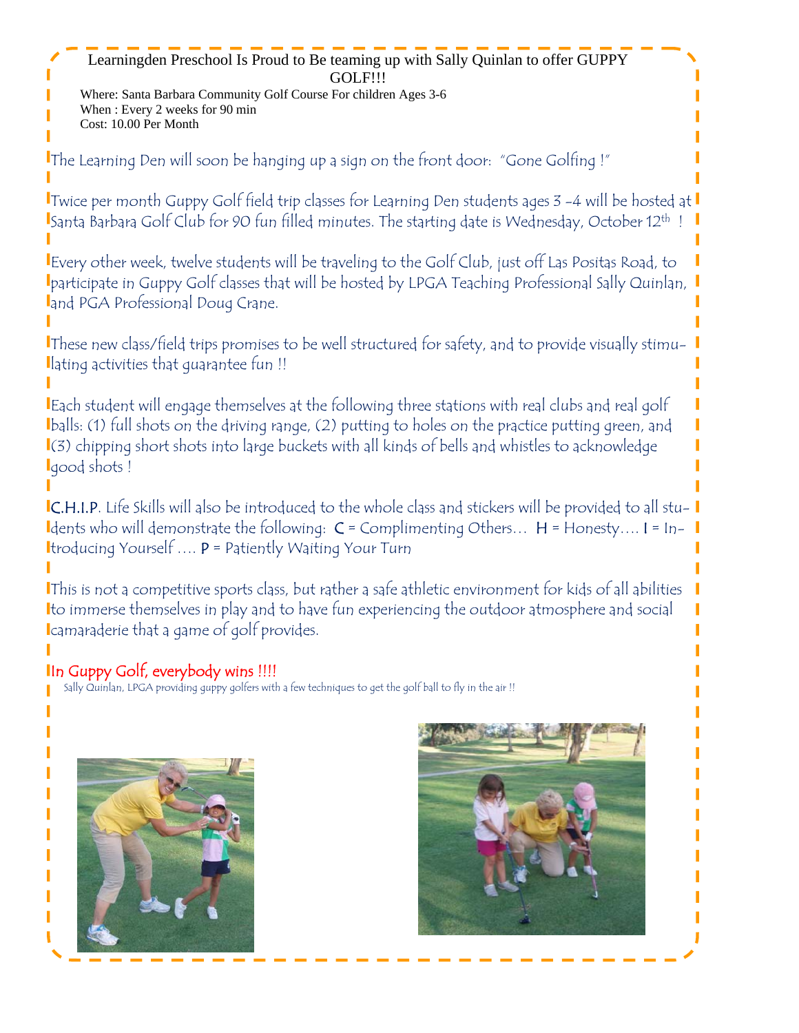Learningden Preschool Is Proud to Be teaming up with Sally Quinlan to offer GUPPY GOLF!!!

Where: Santa Barbara Community Golf Course For children Ages 3-6
When : Every 2 weeks for 90 min
Cost: 10.00 Per Month

The Learning Den will soon be hanging up a sign on the front door: "Gone Golfing !"

Twice per month Guppy Golf field trip classes for Learning Den students ages 3 -4 will be hosted at Santa Barbara Golf Club for 90 fun filled minutes. The starting date is Wednesday, October 12th !

Every other week, twelve students will be traveling to the Golf Club, just off Las Positas Road, to participate in Guppy Golf classes that will be hosted by LPGA Teaching Professional Sally Quinlan, and PGA Professional Doug Crane.

These new class/field trips promises to be well structured for safety, and to provide visually stimulating activities that guarantee fun !!

Each student will engage themselves at the following three stations with real clubs and real golf balls: (1) full shots on the driving range, (2) putting to holes on the practice putting green, and (3) chipping short shots into large buckets with all kinds of bells and whistles to acknowledge good shots !

C.H.I.P. Life Skills will also be introduced to the whole class and stickers will be provided to all students who will demonstrate the following: C = Complimenting Others… H = Honesty…. I = Introducing Yourself …. P = Patiently Waiting Your Turn

This is not a competitive sports class, but rather a safe athletic environment for kids of all abilities to immerse themselves in play and to have fun experiencing the outdoor atmosphere and social camaraderie that a game of golf provides.

In Guppy Golf, everybody wins !!!!

Sally Quinlan, LPGA providing guppy golfers with a few techniques to get the golf ball to fly in the air !!